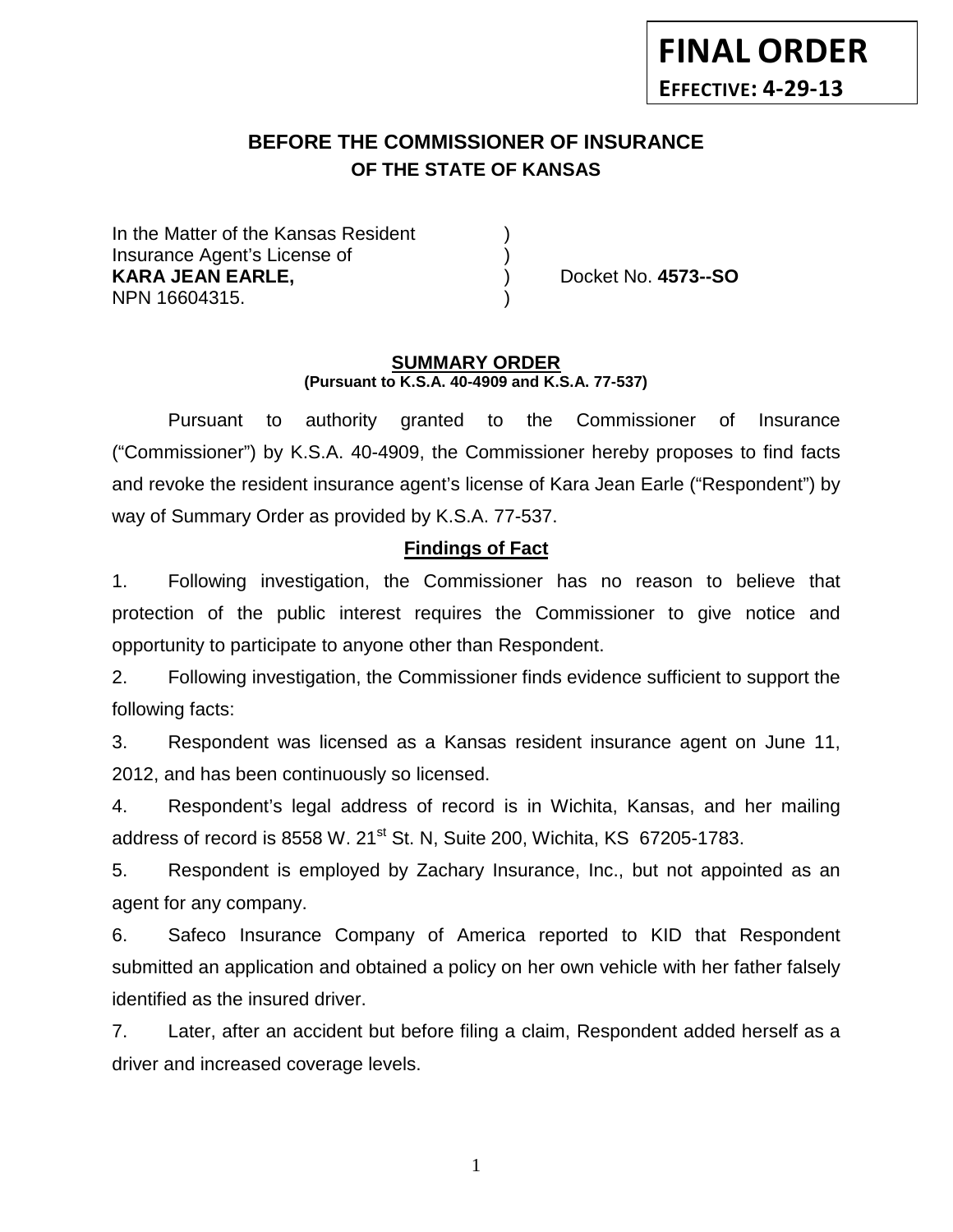**FINAL ORDER**

**EFFECTIVE: 4-29-13**

# BEFORE THE COMMISSIONER OF INSURANCE
## OF THE STATE OF KANSAS

In the Matter of the Kansas Resident )
Insurance Agent's License of )
**KARA JEAN EARLE,** ) Docket No. **4573--SO**
NPN 16604315. )

### SUMMARY ORDER
**(Pursuant to K.S.A. 40-4909 and K.S.A. 77-537)**

Pursuant to authority granted to the Commissioner of Insurance ("Commissioner") by K.S.A. 40-4909, the Commissioner hereby proposes to find facts and revoke the resident insurance agent's license of Kara Jean Earle ("Respondent") by way of Summary Order as provided by K.S.A. 77-537.

**Findings of Fact**

1. Following investigation, the Commissioner has no reason to believe that protection of the public interest requires the Commissioner to give notice and opportunity to participate to anyone other than Respondent.

2. Following investigation, the Commissioner finds evidence sufficient to support the following facts:

3. Respondent was licensed as a Kansas resident insurance agent on June 11, 2012, and has been continuously so licensed.

4. Respondent's legal address of record is in Wichita, Kansas, and her mailing address of record is 8558 W. 21st St. N, Suite 200, Wichita, KS 67205-1783.

5. Respondent is employed by Zachary Insurance, Inc., but not appointed as an agent for any company.

6. Safeco Insurance Company of America reported to KID that Respondent submitted an application and obtained a policy on her own vehicle with her father falsely identified as the insured driver.

7. Later, after an accident but before filing a claim, Respondent added herself as a driver and increased coverage levels.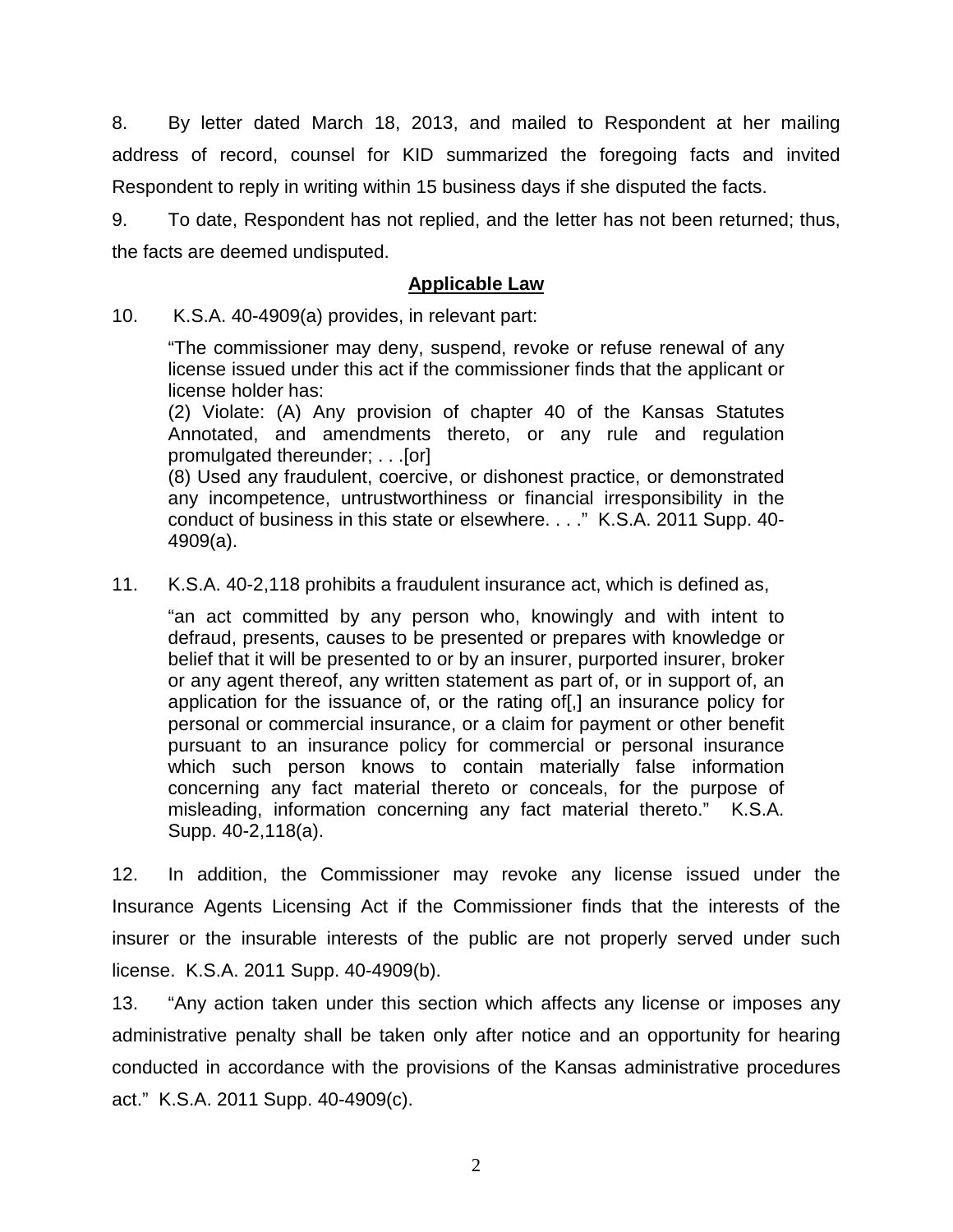8. By letter dated March 18, 2013, and mailed to Respondent at her mailing address of record, counsel for KID summarized the foregoing facts and invited Respondent to reply in writing within 15 business days if she disputed the facts.

9. To date, Respondent has not replied, and the letter has not been returned; thus, the facts are deemed undisputed.

## **Applicable Law**

10. K.S.A. 40-4909(a) provides, in relevant part:

> "The commissioner may deny, suspend, revoke or refuse renewal of any license issued under this act if the commissioner finds that the applicant or license holder has:
> (2) Violate: (A) Any provision of chapter 40 of the Kansas Statutes Annotated, and amendments thereto, or any rule and regulation promulgated thereunder; . . .[or]
> (8) Used any fraudulent, coercive, or dishonest practice, or demonstrated any incompetence, untrustworthiness or financial irresponsibility in the conduct of business in this state or elsewhere. . . ." K.S.A. 2011 Supp. 40-4909(a).

11. K.S.A. 40-2,118 prohibits a fraudulent insurance act, which is defined as,

> "an act committed by any person who, knowingly and with intent to defraud, presents, causes to be presented or prepares with knowledge or belief that it will be presented to or by an insurer, purported insurer, broker or any agent thereof, any written statement as part of, or in support of, an application for the issuance of, or the rating of[,] an insurance policy for personal or commercial insurance, or a claim for payment or other benefit pursuant to an insurance policy for commercial or personal insurance which such person knows to contain materially false information concerning any fact material thereto or conceals, for the purpose of misleading, information concerning any fact material thereto." K.S.A. Supp. 40-2,118(a).

12. In addition, the Commissioner may revoke any license issued under the Insurance Agents Licensing Act if the Commissioner finds that the interests of the insurer or the insurable interests of the public are not properly served under such license. K.S.A. 2011 Supp. 40-4909(b).

13. "Any action taken under this section which affects any license or imposes any administrative penalty shall be taken only after notice and an opportunity for hearing conducted in accordance with the provisions of the Kansas administrative procedures act." K.S.A. 2011 Supp. 40-4909(c).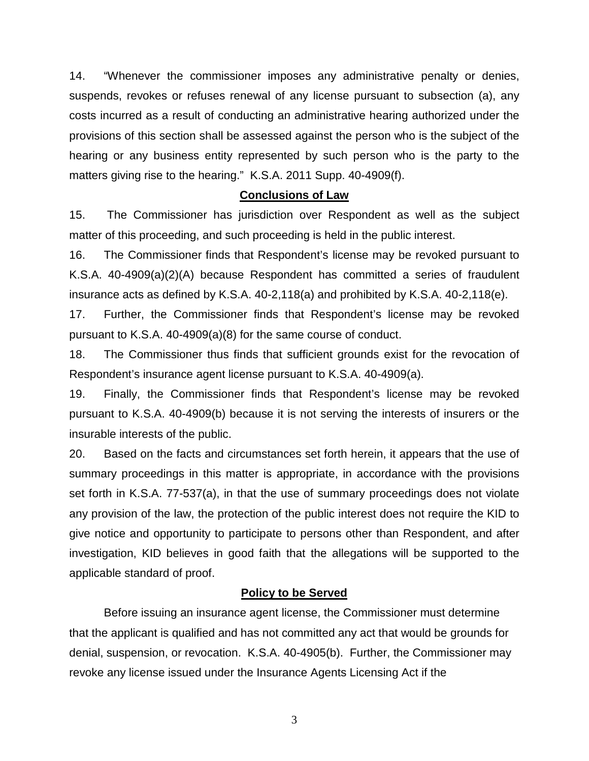14. "Whenever the commissioner imposes any administrative penalty or denies, suspends, revokes or refuses renewal of any license pursuant to subsection (a), any costs incurred as a result of conducting an administrative hearing authorized under the provisions of this section shall be assessed against the person who is the subject of the hearing or any business entity represented by such person who is the party to the matters giving rise to the hearing." K.S.A. 2011 Supp. 40-4909(f).

## Conclusions of Law

15. The Commissioner has jurisdiction over Respondent as well as the subject matter of this proceeding, and such proceeding is held in the public interest.

16. The Commissioner finds that Respondent's license may be revoked pursuant to K.S.A. 40-4909(a)(2)(A) because Respondent has committed a series of fraudulent insurance acts as defined by K.S.A. 40-2,118(a) and prohibited by K.S.A. 40-2,118(e).

17. Further, the Commissioner finds that Respondent's license may be revoked pursuant to K.S.A. 40-4909(a)(8) for the same course of conduct.

18. The Commissioner thus finds that sufficient grounds exist for the revocation of Respondent's insurance agent license pursuant to K.S.A. 40-4909(a).

19. Finally, the Commissioner finds that Respondent's license may be revoked pursuant to K.S.A. 40-4909(b) because it is not serving the interests of insurers or the insurable interests of the public.

20. Based on the facts and circumstances set forth herein, it appears that the use of summary proceedings in this matter is appropriate, in accordance with the provisions set forth in K.S.A. 77-537(a), in that the use of summary proceedings does not violate any provision of the law, the protection of the public interest does not require the KID to give notice and opportunity to participate to persons other than Respondent, and after investigation, KID believes in good faith that the allegations will be supported to the applicable standard of proof.

## Policy to be Served

Before issuing an insurance agent license, the Commissioner must determine that the applicant is qualified and has not committed any act that would be grounds for denial, suspension, or revocation. K.S.A. 40-4905(b). Further, the Commissioner may revoke any license issued under the Insurance Agents Licensing Act if the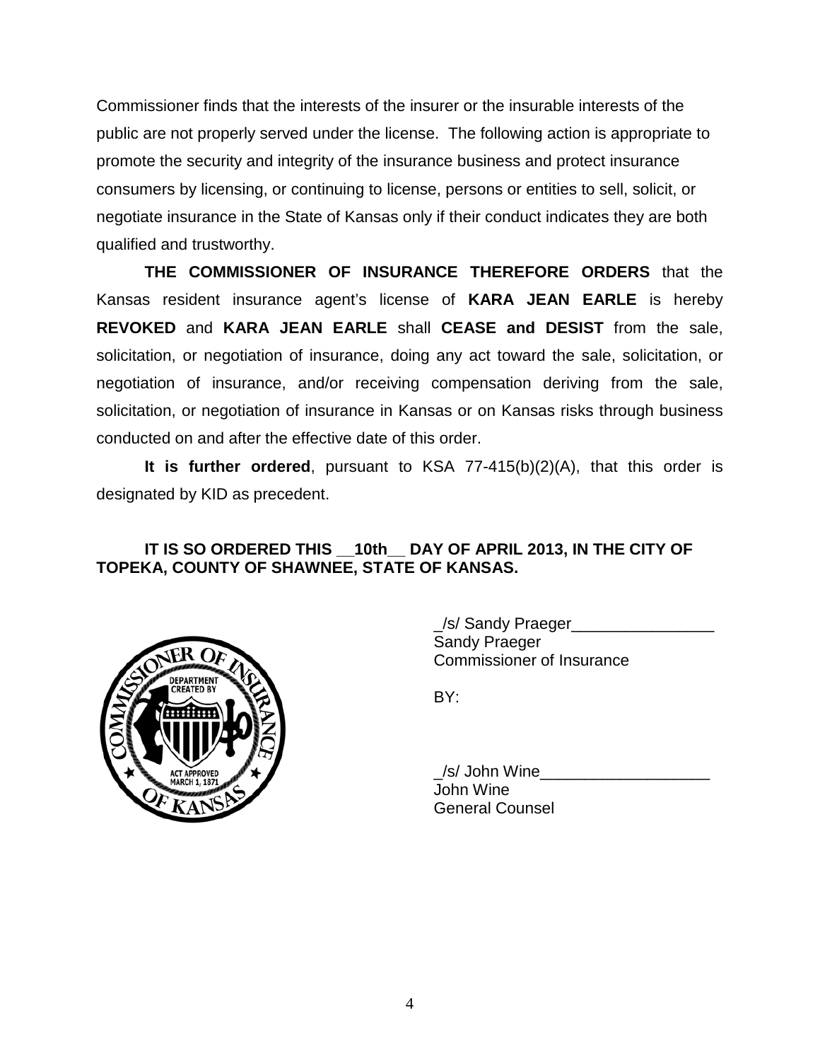Commissioner finds that the interests of the insurer or the insurable interests of the public are not properly served under the license. The following action is appropriate to promote the security and integrity of the insurance business and protect insurance consumers by licensing, or continuing to license, persons or entities to sell, solicit, or negotiate insurance in the State of Kansas only if their conduct indicates they are both qualified and trustworthy.

**THE COMMISSIONER OF INSURANCE THEREFORE ORDERS** that the Kansas resident insurance agent's license of **KARA JEAN EARLE** is hereby **REVOKED** and **KARA JEAN EARLE** shall **CEASE and DESIST** from the sale, solicitation, or negotiation of insurance, doing any act toward the sale, solicitation, or negotiation of insurance, and/or receiving compensation deriving from the sale, solicitation, or negotiation of insurance in Kansas or on Kansas risks through business conducted on and after the effective date of this order.

**It is further ordered**, pursuant to KSA 77-415(b)(2)(A), that this order is designated by KID as precedent.

**IT IS SO ORDERED THIS __10th__ DAY OF APRIL 2013, IN THE CITY OF TOPEKA, COUNTY OF SHAWNEE, STATE OF KANSAS.**

_/s/ Sandy Praeger________________
Sandy Praeger
Commissioner of Insurance

BY:

_/s/ John Wine___________________
John Wine
General Counsel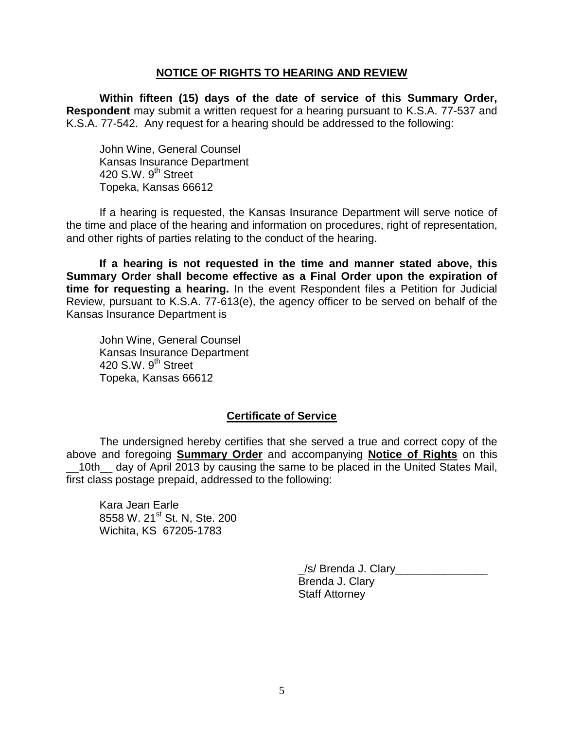## NOTICE OF RIGHTS TO HEARING AND REVIEW

**Within fifteen (15) days of the date of service of this Summary Order, Respondent** may submit a written request for a hearing pursuant to K.S.A. 77-537 and K.S.A. 77-542. Any request for a hearing should be addressed to the following:

John Wine, General Counsel
Kansas Insurance Department
420 S.W. 9th Street
Topeka, Kansas 66612

If a hearing is requested, the Kansas Insurance Department will serve notice of the time and place of the hearing and information on procedures, right of representation, and other rights of parties relating to the conduct of the hearing.

**If a hearing is not requested in the time and manner stated above, this Summary Order shall become effective as a Final Order upon the expiration of time for requesting a hearing.** In the event Respondent files a Petition for Judicial Review, pursuant to K.S.A. 77-613(e), the agency officer to be served on behalf of the Kansas Insurance Department is

John Wine, General Counsel
Kansas Insurance Department
420 S.W. 9th Street
Topeka, Kansas 66612

## Certificate of Service

The undersigned hereby certifies that she served a true and correct copy of the above and foregoing **Summary Order** and accompanying **Notice of Rights** on this __10th__ day of April 2013 by causing the same to be placed in the United States Mail, first class postage prepaid, addressed to the following:

Kara Jean Earle
8558 W. 21st St. N, Ste. 200
Wichita, KS 67205-1783

_/s/ Brenda J. Clary_______________
Brenda J. Clary
Staff Attorney